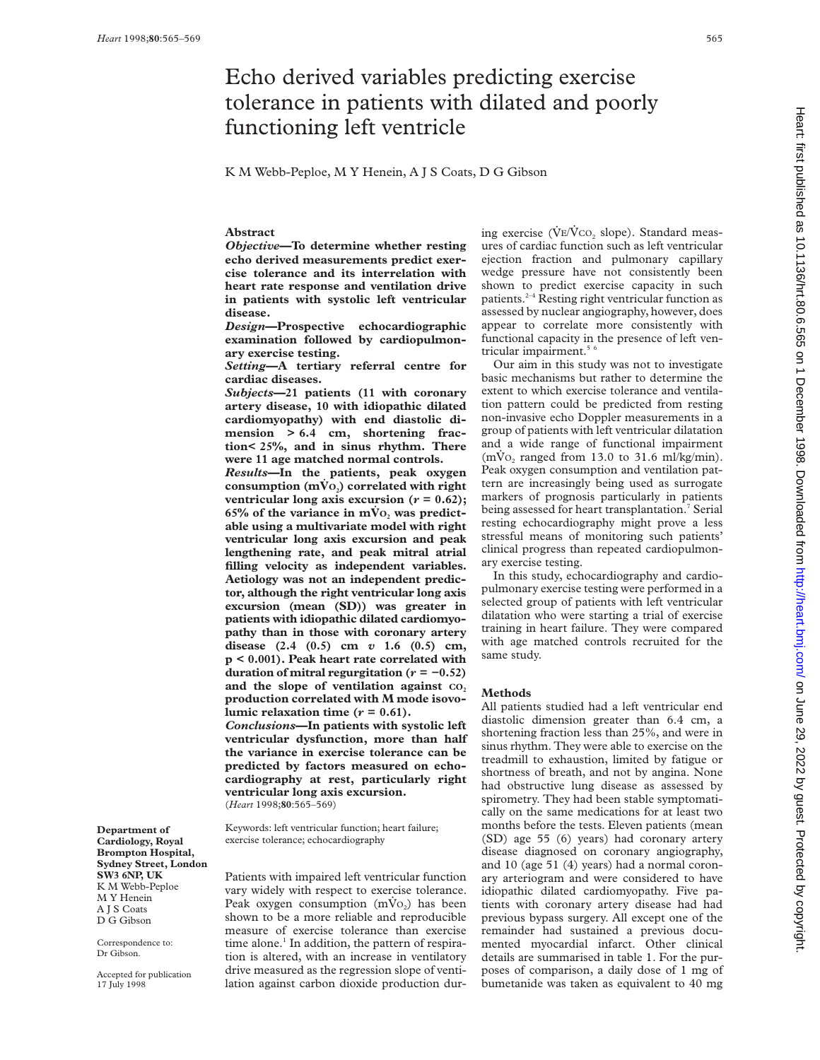# Echo derived variables predicting exercise tolerance in patients with dilated and poorly functioning left ventricle

K M Webb-Peploe, M Y Henein, A J S Coats, D G Gibson

## Abstract

***Objective*—To determine whether resting echo derived measurements predict exercise tolerance and its interrelation with heart rate response and ventilation drive in patients with systolic left ventricular disease.**

***Design*—Prospective echocardiographic examination followed by cardiopulmonary exercise testing.**

***Setting*—A tertiary referral centre for cardiac diseases.**

***Subjects*—21 patients (11 with coronary artery disease, 10 with idiopathic dilated cardiomyopathy) with end diastolic dimension > 6.4 cm, shortening fraction< 25%, and in sinus rhythm. There were 11 age matched normal controls.**

***Results*—In the patients, peak oxygen consumption ($m\dot{V}O_2$) correlated with right ventricular long axis excursion ($r = 0.62$); 65% of the variance in $m\dot{V}O_2$ was predictable using a multivariate model with right ventricular long axis excursion and peak lengthening rate, and peak mitral atrial filling velocity as independent variables. Aetiology was not an independent predictor, although the right ventricular long axis excursion (mean (SD)) was greater in patients with idiopathic dilated cardiomyopathy than in those with coronary artery disease (2.4 (0.5) cm *v* 1.6 (0.5) cm, $p < 0.001$). Peak heart rate correlated with duration of mitral regurgitation ($r = -0.52$) and the slope of ventilation against $CO_2$ production correlated with M mode isovolumic relaxation time ($r = 0.61$).**

***Conclusions*—In patients with systolic left ventricular dysfunction, more than half the variance in exercise tolerance can be predicted by factors measured on echocardiography at rest, particularly right ventricular long axis excursion.**

(*Heart* 1998;**80**:565–569)

Keywords: left ventricular function; heart failure; exercise tolerance; echocardiography

**Department of Cardiology, Royal Brompton Hospital, Sydney Street, London SW3 6NP, UK**
K M Webb-Peploe
M Y Henein
A J S Coats
D G Gibson

Correspondence to: Dr Gibson.

Accepted for publication 17 July 1998

Patients with impaired left ventricular function vary widely with respect to exercise tolerance. Peak oxygen consumption ($m\dot{V}O_2$) has been shown to be a more reliable and reproducible measure of exercise tolerance than exercise time alone.[1] In addition, the pattern of respiration is altered, with an increase in ventilatory drive measured as the regression slope of ventilation against carbon dioxide production during exercise ($\dot{V}E/\dot{V}CO_2$ slope). Standard measures of cardiac function such as left ventricular ejection fraction and pulmonary capillary wedge pressure have not consistently been shown to predict exercise capacity in such patients.[2–4] Resting right ventricular function as assessed by nuclear angiography, however, does appear to correlate more consistently with functional capacity in the presence of left ventricular impairment.[5 6]

Our aim in this study was not to investigate basic mechanisms but rather to determine the extent to which exercise tolerance and ventilation pattern could be predicted from resting non-invasive echo Doppler measurements in a group of patients with left ventricular dilatation and a wide range of functional impairment ($m\dot{V}O_2$ ranged from 13.0 to 31.6 ml/kg/min). Peak oxygen consumption and ventilation pattern are increasingly being used as surrogate markers of prognosis particularly in patients being assessed for heart transplantation.[7] Serial resting echocardiography might prove a less stressful means of monitoring such patients' clinical progress than repeated cardiopulmonary exercise testing.

In this study, echocardiography and cardiopulmonary exercise testing were performed in a selected group of patients with left ventricular dilatation who were starting a trial of exercise training in heart failure. They were compared with age matched controls recruited for the same study.

## Methods

All patients studied had a left ventricular end diastolic dimension greater than 6.4 cm, a shortening fraction less than 25%, and were in sinus rhythm. They were able to exercise on the treadmill to exhaustion, limited by fatigue or shortness of breath, and not by angina. None had obstructive lung disease as assessed by spirometry. They had been stable symptomatically on the same medications for at least two months before the tests. Eleven patients (mean (SD) age 55 (6) years) had coronary artery disease diagnosed on coronary angiography, and 10 (age 51 (4) years) had a normal coronary arteriogram and were considered to have idiopathic dilated cardiomyopathy. Five patients with coronary artery disease had had previous bypass surgery. All except one of the remainder had sustained a previous documented myocardial infarct. Other clinical details are summarised in table 1. For the purposes of comparison, a daily dose of 1 mg of bumetanide was taken as equivalent to 40 mg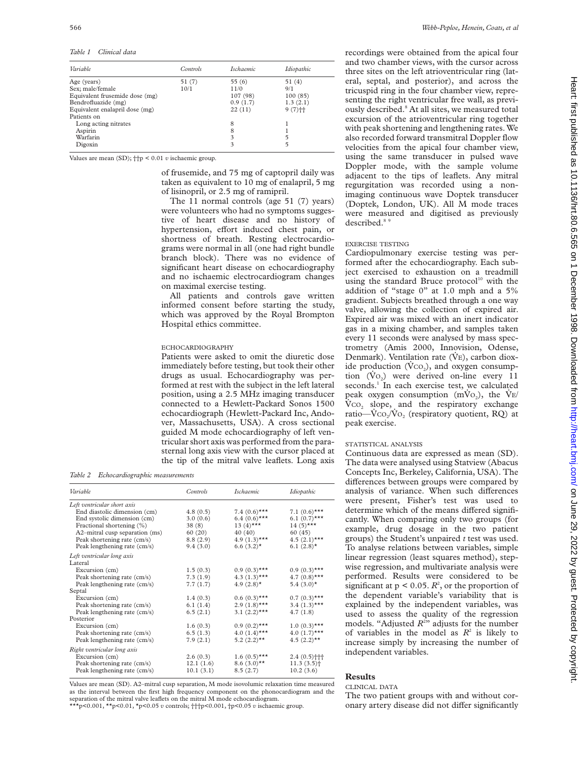*Table 1 Clinical data*

| Variable | Controls | Ischaemic | Idiopathic |
|---|---|---|---|
| Age (years) | 51 (7) | 55 (6) | 51 (4) |
| Sex; male/female | 10/1 | 11/0 | 9/1 |
| Equivalent frusemide dose (mg) | | 107 (98) | 100 (85) |
| Bendrofluazide (mg) | | 0.9 (1.7) | 1.3 (2.1) |
| Equivalent enalapril dose (mg) | | 22 (11) | 9 (7)†† |
| Patients on | | | |
| Long acting nitrates | | 8 | 1 |
| Aspirin | | 8 | 1 |
| Warfarin | | 3 | 5 |
| Digoxin | | 3 | 5 |

Values are mean (SD); ††p < 0.01 *v* ischaemic group.

of frusemide, and 75 mg of captopril daily was taken as equivalent to 10 mg of enalapril, 5 mg of lisinopril, or 2.5 mg of ramipril.

The 11 normal controls (age 51 (7) years) were volunteers who had no symptoms suggestive of heart disease and no history of hypertension, effort induced chest pain, or shortness of breath. Resting electrocardiograms were normal in all (one had right bundle branch block). There was no evidence of significant heart disease on echocardiography and no ischaemic electrocardiogram changes on maximal exercise testing.

All patients and controls gave written informed consent before starting the study, which was approved by the Royal Brompton Hospital ethics committee.

## ECHOCARDIOGRAPHY

Patients were asked to omit the diuretic dose immediately before testing, but took their other drugs as usual. Echocardiography was performed at rest with the subject in the left lateral position, using a 2.5 MHz imaging transducer connected to a Hewlett-Packard Sonos 1500 echocardiograph (Hewlett-Packard Inc, Andover, Massachusetts, USA). A cross sectional guided M mode echocardiography of left ventricular short axis was performed from the parasternal long axis view with the cursor placed at the tip of the mitral valve leaflets. Long axis recordings were obtained from the apical four and two chamber views, with the cursor across three sites on the left atrioventricular ring (lateral, septal, and posterior), and across the tricuspid ring in the four chamber view, representing the right ventricular free wall, as previously described.[8] At all sites, we measured total excursion of the atrioventricular ring together with peak shortening and lengthening rates. We also recorded forward transmitral Doppler flow velocities from the apical four chamber view, using the same transducer in pulsed wave Doppler mode, with the sample volume adjacent to the tips of leaflets. Any mitral regurgitation was recorded using a non-imaging continuous wave Doptek transducer (Doptek, London, UK). All M mode traces were measured and digitised as previously described.[8 9]

*Table 2 Echocardiographic measurements*

| Variable | Controls | Ischaemic | Idiopathic |
|---|---|---|---|
| *Left ventricular short axis* | | | |
| End diastolic dimension (cm) | 4.8 (0.5) | 7.4 (0.6)*** | 7.1 (0.6)*** |
| End systolic dimension (cm) | 3.0 (0.6) | 6.4 (0.6)*** | 6.1 (0.7)*** |
| Fractional shortening (%) | 38 (8) | 13 (4)*** | 14 (5)*** |
| A2–mitral cusp separation (ms) | 60 (20) | 40 (40) | 60 (45) |
| Peak shortening rate (cm/s) | 8.8 (2.9) | 4.9 (1.3)*** | 4.5 (2.1)*** |
| Peak lengthening rate (cm/s) | 9.4 (3.0) | 6.6 (3.2)* | 6.1 (2.8)* |
| *Left ventricular long axis* | | | |
| Lateral | | | |
| Excursion (cm) | 1.5 (0.3) | 0.9 (0.3)*** | 0.9 (0.3)*** |
| Peak shortening rate (cm/s) | 7.3 (1.9) | 4.3 (1.3)*** | 4.7 (0.8)*** |
| Peak lengthening rate (cm/s) | 7.7 (1.7) | 4.9 (2.8)* | 5.4 (3.0)* |
| Septal | | | |
| Excursion (cm) | 1.4 (0.3) | 0.6 (0.3)*** | 0.7 (0.3)*** |
| Peak shortening rate (cm/s) | 6.1 (1.4) | 2.9 (1.8)*** | 3.4 (1.3)*** |
| Peak lengthening rate (cm/s) | 6.5 (2.1) | 3.1 (2.2)*** | 4.7 (1.8) |
| Posterior | | | |
| Excursion (cm) | 1.6 (0.3) | 0.9 (0.2)*** | 1.0 (0.3)*** |
| Peak shortening rate (cm/s) | 6.5 (1.3) | 4.0 (1.4)*** | 4.0 (1.7)*** |
| Peak lengthening rate (cm/s) | 7.9 (2.1) | 5.2 (2.2)** | 4.5 (2.2)** |
| *Right ventricular long axis* | | | |
| Excursion (cm) | 2.6 (0.3) | 1.6 (0.5)*** | 2.4 (0.5)††† |
| Peak shortening rate (cm/s) | 12.1 (1.6) | 8.6 (3.0)** | 11.3 (3.5)† |
| Peak lengthening rate (cm/s) | 10.1 (3.1) | 8.5 (2.7) | 10.2 (3.6) |

Values are mean (SD). A2–mitral cusp separation, M mode isovolumic relaxation time measured as the interval between the first high frequency component on the phonocardiogram and the separation of the mitral valve leaflets on the mitral M mode echocardiogram.
***p<0.001, **p<0.01, *p<0.05 *v* controls; †††p<0.001, †p<0.05 *v* ischaemic group.

## EXERCISE TESTING

Cardiopulmonary exercise testing was performed after the echocardiography. Each subject exercised to exhaustion on a treadmill using the standard Bruce protocol[10] with the addition of "stage 0" at 1.0 mph and a 5% gradient. Subjects breathed through a one way valve, allowing the collection of expired air. Expired air was mixed with an inert indicator gas in a mixing chamber, and samples taken every 11 seconds were analysed by mass spectrometry (Amis 2000, Innovision, Odense, Denmark). Ventilation rate ($\dot{V}_E$), carbon dioxide production ($\dot{V}CO_2$), and oxygen consumption ($\dot{V}O_2$) were derived on-line every 11 seconds.[1] In each exercise test, we calculated peak oxygen consumption ($m\dot{V}O_2$), the $\dot{V}_E/\dot{V}CO_2$ slope, and the respiratory exchange ratio—$\dot{V}CO_2/\dot{V}O_2$ (respiratory quotient, RQ) at peak exercise.

## STATISTICAL ANALYSIS

Continuous data are expressed as mean (SD). The data were analysed using Statview (Abacus Concepts Inc, Berkeley, California, USA). The differences between groups were compared by analysis of variance. When such differences were present, Fisher's test was used to determine which of the means differed significantly. When comparing only two groups (for example, drug dosage in the two patient groups) the Student's unpaired *t* test was used. To analyse relations between variables, simple linear regression (least squares method), stepwise regression, and multivariate analysis were performed. Results were considered to be significant at $p < 0.05$. $R^2$, or the proportion of the dependent variable's variability that is explained by the independent variables, was used to assess the quality of the regression models. "Adjusted $R^2$" adjusts for the number of variables in the model as $R^2$ is likely to increase simply by increasing the number of independent variables.

# Results

## CLINICAL DATA

The two patient groups with and without coronary artery disease did not differ significantly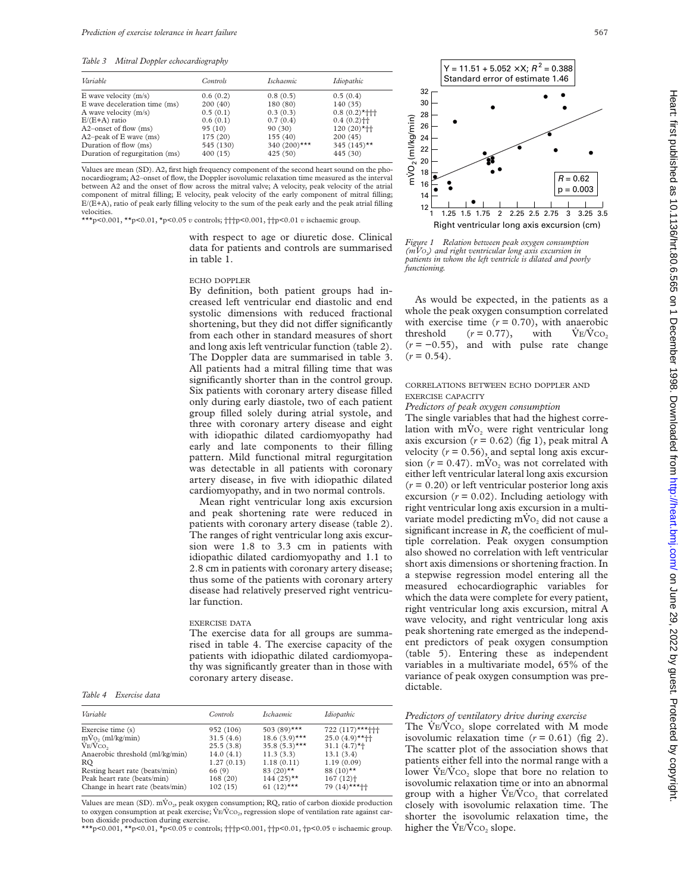*Table 3 Mitral Doppler echocardiography*

| *Variable* | *Controls* | *Ischaemic* | *Idiopathic* |
|---|---|---|---|
| E wave velocity (m/s) | 0.6 (0.2) | 0.8 (0.5) | 0.5 (0.4) |
| E wave deceleration time (ms) | 200 (40) | 180 (80) | 140 (35) |
| A wave velocity (m/s) | 0.5 (0.1) | 0.3 (0.3) | 0.8 (0.2)*††† |
| E/(E+A) ratio | 0.6 (0.1) | 0.7 (0.4) | 0.4 (0.2)†† |
| A2–onset of flow (ms) | 95 (10) | 90 (30) | 120 (20)*†† |
| A2–peak of E wave (ms) | 175 (20) | 155 (40) | 200 (45) |
| Duration of flow (ms) | 545 (130) | 340 (200)*** | 345 (145)** |
| Duration of regurgitation (ms) | 400 (15) | 425 (50) | 445 (30) |

Values are mean (SD). A2, first high frequency component of the second heart sound on the phonocardiogram; A2–onset of flow, the Doppler isovolumic relaxation time measured as the interval between A2 and the onset of flow across the mitral valve; A velocity, peak velocity of the atrial component of mitral filling; E velocity, peak velocity of the early component of mitral filling; E/(E+A), ratio of peak early filling velocity to the sum of the peak early and the peak atrial filling velocities.
***$p<0.001$, **$p<0.01$, *$p<0.05$ *v* controls; †††$p<0.001$, ††$p<0.01$ *v* ischaemic group.

with respect to age or diuretic dose. Clinical data for patients and controls are summarised in table 1.

### ECHO DOPPLER

By definition, both patient groups had increased left ventricular end diastolic and end systolic dimensions with reduced fractional shortening, but they did not differ significantly from each other in standard measures of short and long axis left ventricular function (table 2). The Doppler data are summarised in table 3. All patients had a mitral filling time that was significantly shorter than in the control group. Six patients with coronary artery disease filled only during early diastole, two of each patient group filled solely during atrial systole, and three with coronary artery disease and eight with idiopathic dilated cardiomyopathy had early and late components to their filling pattern. Mild functional mitral regurgitation was detectable in all patients with coronary artery disease, in five with idiopathic dilated cardiomyopathy, and in two normal controls.

Mean right ventricular long axis excursion and peak shortening rate were reduced in patients with coronary artery disease (table 2). The ranges of right ventricular long axis excursion were 1.8 to 3.3 cm in patients with idiopathic dilated cardiomyopathy and 1.1 to 2.8 cm in patients with coronary artery disease; thus some of the patients with coronary artery disease had relatively preserved right ventricular function.

### EXERCISE DATA

The exercise data for all groups are summarised in table 4. The exercise capacity of the patients with idiopathic dilated cardiomyopathy was significantly greater than in those with coronary artery disease.

*Table 4 Exercise data*

| *Variable* | *Controls* | *Ischaemic* | *Idiopathic* |
|---|---|---|---|
| Exercise time (s) | 952 (106) | 503 (89)*** | 722 (117)***††† |
| $m\dot{V}O_2$ (ml/kg/min) | 31.5 (4.6) | 18.6 (3.9)*** | 25.0 (4.9)**†† |
| $\dot{V}E/\dot{V}CO_2$ | 25.5 (3.8) | 35.8 (5.3)*** | 31.1 (4.7)*† |
| Anaerobic threshold (ml/kg/min) | 14.0 (4.1) | 11.3 (3.3) | 13.1 (3.4) |
| RQ | 1.27 (0.13) | 1.18 (0.11) | 1.19 (0.09) |
| Resting heart rate (beats/min) | 66 (9) | 83 (20)** | 88 (10)** |
| Peak heart rate (beats/min) | 168 (20) | 144 (25)** | 167 (12)† |
| Change in heart rate (beats/min) | 102 (15) | 61 (12)*** | 79 (14)***†† |

Values are mean (SD). $m\dot{V}O_2$, peak oxygen consumption; RQ, ratio of carbon dioxide production to oxygen consumption at peak exercise; $\dot{V}E/\dot{V}CO_2$, regression slope of ventilation rate against carbon dioxide production during exercise.
***$p<0.001$, **$p<0.01$, *$p<0.05$ *v* controls; †††$p<0.001$, ††$p<0.01$, †$p<0.05$ *v* ischaemic group.

*Figure 1 Relation between peak oxygen consumption ($m\dot{V}O_2$) and right ventricular long axis excursion in patients in whom the left ventricle is dilated and poorly functioning.*

As would be expected, in the patients as a whole the peak oxygen consumption correlated with exercise time ($r = 0.70$), with anaerobic threshold ($r = 0.77$), with $\dot{V}E/\dot{V}CO_2$ ($r = -0.55$), and with pulse rate change ($r = 0.54$).

### CORRELATIONS BETWEEN ECHO DOPPLER AND EXERCISE CAPACITY

*Predictors of peak oxygen consumption*

The single variables that had the highest correlation with $m\dot{V}O_2$ were right ventricular long axis excursion ($r = 0.62$) (fig 1), peak mitral A velocity ($r = 0.56$), and septal long axis excursion ($r = 0.47$). $m\dot{V}O_2$ was not correlated with either left ventricular lateral long axis excursion ($r = 0.20$) or left ventricular posterior long axis excursion ($r = 0.02$). Including aetiology with right ventricular long axis excursion in a multivariate model predicting $m\dot{V}O_2$ did not cause a significant increase in $R$, the coefficient of multiple correlation. Peak oxygen consumption also showed no correlation with left ventricular short axis dimensions or shortening fraction. In a stepwise regression model entering all the measured echocardiographic variables for which the data were complete for every patient, right ventricular long axis excursion, mitral A wave velocity, and right ventricular long axis peak shortening rate emerged as the independent predictors of peak oxygen consumption (table 5). Entering these as independent variables in a multivariate model, 65% of the variance of peak oxygen consumption was predictable.

*Predictors of ventilatory drive during exercise*

The $\dot{V}E/\dot{V}CO_2$ slope correlated with M mode isovolumic relaxation time ($r = 0.61$) (fig 2). The scatter plot of the association shows that patients either fell into the normal range with a lower $\dot{V}E/\dot{V}CO_2$ slope that bore no relation to isovolumic relaxation time or into an abnormal group with a higher $\dot{V}E/\dot{V}CO_2$ that correlated closely with isovolumic relaxation time. The shorter the isovolumic relaxation time, the higher the $\dot{V}E/\dot{V}CO_2$ slope.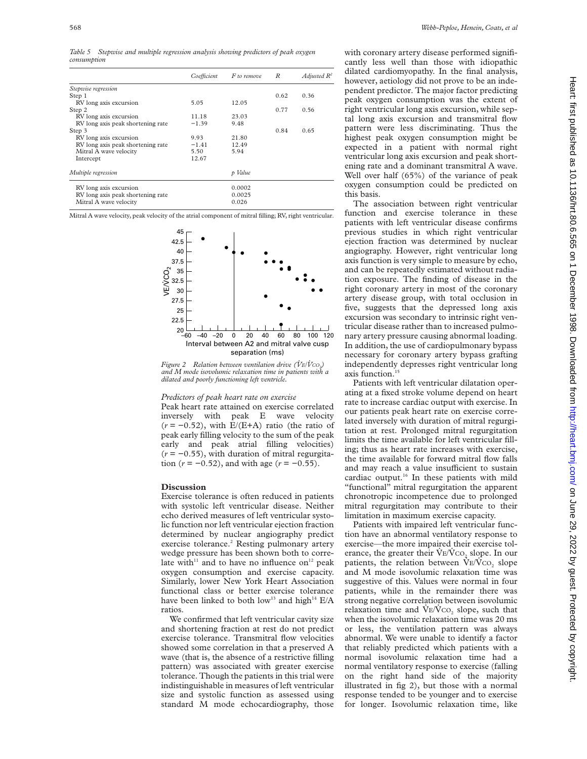*Table 5 Stepwise and multiple regression analysis showing predictors of peak oxygen consumption*

| | Coefficient | F to remove | R | Adjusted $R^2$ |
|---|---|---|---|---|
| *Stepwise regression* | | | | |
| Step 1 | | | 0.62 | 0.36 |
| RV long axis excursion | 5.05 | 12.05 | | |
| Step 2 | | | 0.77 | 0.56 |
| RV long axis excursion | 11.18 | 23.03 | | |
| RV long axis peak shortening rate | −1.39 | 9.48 | | |
| Step 3 | | | 0.84 | 0.65 |
| RV long axis excursion | 9.93 | 21.80 | | |
| RV long axis peak shortening rate | −1.41 | 12.49 | | |
| Mitral A wave velocity | 5.50 | 5.94 | | |
| Intercept | 12.67 | | | |
| *Multiple regression* | | *p Value* | | |
| RV long axis excursion | | 0.0002 | | |
| RV long axis peak shortening rate | | 0.0025 | | |
| Mitral A wave velocity | | 0.026 | | |

Mitral A wave velocity, peak velocity of the atrial component of mitral filling; RV, right ventricular.

*Figure 2 Relation between ventilation drive ($\dot{V}E/\dot{V}CO_2$) and M mode isovolumic relaxation time in patients with a dilated and poorly functioning left ventricle.*

*Predictors of peak heart rate on exercise*

Peak heart rate attained on exercise correlated inversely with peak E wave velocity ($r = -0.52$), with E/(E+A) ratio (the ratio of peak early filling velocity to the sum of the peak early and peak atrial filling velocities) ($r = -0.55$), with duration of mitral regurgitation ($r = -0.52$), and with age ($r = -0.55$).

## Discussion

Exercise tolerance is often reduced in patients with systolic left ventricular disease. Neither echo derived measures of left ventricular systolic function nor left ventricular ejection fraction determined by nuclear angiography predict exercise tolerance.[2] Resting pulmonary artery wedge pressure has been shown both to correlate with[11] and to have no influence on[12] peak oxygen consumption and exercise capacity. Similarly, lower New York Heart Association functional class or better exercise tolerance have been linked to both low[13] and high[14] E/A ratios.

We confirmed that left ventricular cavity size and shortening fraction at rest do not predict exercise tolerance. Transmitral flow velocities showed some correlation in that a preserved A wave (that is, the absence of a restrictive filling pattern) was associated with greater exercise tolerance. Though the patients in this trial were indistinguishable in measures of left ventricular size and systolic function as assessed using standard M mode echocardiography, those with coronary artery disease performed significantly less well than those with idiopathic dilated cardiomyopathy. In the final analysis, however, aetiology did not prove to be an independent predictor. The major factor predicting peak oxygen consumption was the extent of right ventricular long axis excursion, while septal long axis excursion and transmitral flow pattern were less discriminating. Thus the highest peak oxygen consumption might be expected in a patient with normal right ventricular long axis excursion and peak shortening rate and a dominant transmitral A wave. Well over half (65%) of the variance of peak oxygen consumption could be predicted on this basis.

The association between right ventricular function and exercise tolerance in these patients with left ventricular disease confirms previous studies in which right ventricular ejection fraction was determined by nuclear angiography. However, right ventricular long axis function is very simple to measure by echo, and can be repeatedly estimated without radiation exposure. The finding of disease in the right coronary artery in most of the coronary artery disease group, with total occlusion in five, suggests that the depressed long axis excursion was secondary to intrinsic right ventricular disease rather than to increased pulmonary artery pressure causing abnormal loading. In addition, the use of cardiopulmonary bypass necessary for coronary artery bypass grafting independently depresses right ventricular long axis function.[15]

Patients with left ventricular dilatation operating at a fixed stroke volume depend on heart rate to increase cardiac output with exercise. In our patients peak heart rate on exercise correlated inversely with duration of mitral regurgitation at rest. Prolonged mitral regurgitation limits the time available for left ventricular filling; thus as heart rate increases with exercise, the time available for forward mitral flow falls and may reach a value insufficient to sustain cardiac output.[16] In these patients with mild "functional" mitral regurgitation the apparent chronotropic incompetence due to prolonged mitral regurgitation may contribute to their limitation in maximum exercise capacity.

Patients with impaired left ventricular function have an abnormal ventilatory response to exercise—the more impaired their exercise tolerance, the greater their $\dot{V}E/\dot{V}CO_2$ slope. In our patients, the relation between $\dot{V}E/\dot{V}CO_2$ slope and M mode isovolumic relaxation time was suggestive of this. Values were normal in four patients, while in the remainder there was strong negative correlation between isovolumic relaxation time and $\dot{V}E/\dot{V}CO_2$ slope, such that when the isovolumic relaxation time was 20 ms or less, the ventilation pattern was always abnormal. We were unable to identify a factor that reliably predicted which patients with a normal isovolumic relaxation time had a normal ventilatory response to exercise (falling on the right hand side of the majority illustrated in fig 2), but those with a normal response tended to be younger and to exercise for longer. Isovolumic relaxation time, like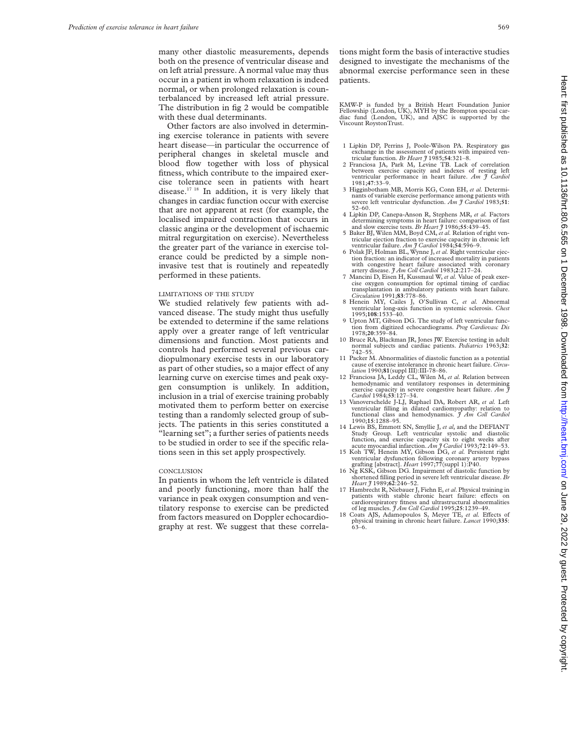many other diastolic measurements, depends both on the presence of ventricular disease and on left atrial pressure. A normal value may thus occur in a patient in whom relaxation is indeed normal, or when prolonged relaxation is counterbalanced by increased left atrial pressure. The distribution in fig 2 would be compatible with these dual determinants.

Other factors are also involved in determining exercise tolerance in patients with severe heart disease—in particular the occurrence of peripheral changes in skeletal muscle and blood flow together with loss of physical fitness, which contribute to the impaired exercise tolerance seen in patients with heart disease.[17 18] In addition, it is very likely that changes in cardiac function occur with exercise that are not apparent at rest (for example, the localised impaired contraction that occurs in classic angina or the development of ischaemic mitral regurgitation on exercise). Nevertheless the greater part of the variance in exercise tolerance could be predicted by a simple non-invasive test that is routinely and repeatedly performed in these patients.

### LIMITATIONS OF THE STUDY

We studied relatively few patients with advanced disease. The study might thus usefully be extended to determine if the same relations apply over a greater range of left ventricular dimensions and function. Most patients and controls had performed several previous cardiopulmonary exercise tests in our laboratory as part of other studies, so a major effect of any learning curve on exercise times and peak oxygen consumption is unlikely. In addition, inclusion in a trial of exercise training probably motivated them to perform better on exercise testing than a randomly selected group of subjects. The patients in this series constituted a "learning set"; a further series of patients needs to be studied in order to see if the specific relations seen in this set apply prospectively.

### CONCLUSION

In patients in whom the left ventricle is dilated and poorly functioning, more than half the variance in peak oxygen consumption and ventilatory response to exercise can be predicted from factors measured on Doppler echocardiography at rest. We suggest that these correlations might form the basis of interactive studies designed to investigate the mechanisms of the abnormal exercise performance seen in these patients.

KMW-P is funded by a British Heart Foundation Junior Fellowship (London, UK), MYH by the Brompton special cardiac fund (London, UK), and AJSC is supported by the Viscount RoystonTrust.

1. Lipkin DP, Perrins J, Poole-Wilson PA. Respiratory gas exchange in the assessment of patients with impaired ventricular function. *Br Heart J* 1985;**54**:321–8.
2. Franciosa JA, Park M, Levine TB. Lack of correlation between exercise capacity and indexes of resting left ventricular performance in heart failure. *Am J Cardiol* 1981;**47**:33–9.
3. Higginbotham MB, Morris KG, Conn EH, *et al.* Determinants of variable exercise performance among patients with severe left ventricular dysfunction. *Am J Cardiol* 1983;**51**:52–60.
4. Lipkin DP, Canepa-Anson R, Stephens MR, *et al.* Factors determining symptoms in heart failure: comparison of fast and slow exercise tests. *Br Heart J* 1986;**55**:439–45.
5. Baker BJ, Wilen MM, Boyd CM, *et al.* Relation of right ventricular ejection fraction to exercise capacity in chronic left ventricular failure. *Am J Cardiol* 1984;**54**:596–9.
6. Polak JF, Holman BL, Wynne J, *et al.* Right ventricular ejection fraction: an indicator of increased mortality in patients with congestive heart failure associated with coronary artery disease. *J Am Coll Cardiol* 1983;**2**:217–24.
7. Mancini D, Eisen H, Kussmaul W, *et al.* Value of peak exercise oxygen consumption for optimal timing of cardiac transplantation in ambulatory patients with heart failure. *Circulation* 1991;**83**:778–86.
8. Henein MY, Cailes J, O'Sullivan C, *et al.* Abnormal ventricular long-axis function in systemic sclerosis. *Chest* 1995;**108**:1533–40.
9. Upton MT, Gibson DG. The study of left ventricular function from digitized echocardiograms. *Prog Cardiovasc Dis* 1978;**20**:359–84.
10. Bruce RA, Blackman JR, Jones JW. Exercise testing in adult normal subjects and cardiac patients. *Pediatrics* 1963;**32**:742–55.
11. Packer M. Abnormalities of diastolic function as a potential cause of exercise intolerance in chronic heart failure. *Circulation* 1990;**81**(suppl III):III-78–86.
12. Franciosa JA, Leddy CL, Wilen M, *et al.* Relation between hemodynamic and ventilatory responses in determining exercise capacity in severe congestive heart failure. *Am J Cardiol* 1984;**53**:127–34.
13. Vanoverschelde J-LJ, Raphael DA, Robert AR, *et al.* Left ventricular filling in dilated cardiomyopathy: relation to functional class and hemodynamics. *J Am Coll Cardiol* 1990;**15**:1288–95.
14. Lewis BS, Emmott SN, Smyllie J, *et al*, and the DEFIANT Study Group. Left ventricular systolic and diastolic function, and exercise capacity six to eight weeks after acute myocardial infarction. *Am J Cardiol* 1993;**72**:149–53.
15. Koh TW, Henein MY, Gibson DG, *et al.* Persistent right ventricular dysfunction following coronary artery bypass grafting [abstract]. *Heart* 1997;**77**(suppl 1):P40.
16. Ng KSK, Gibson DG. Impairment of diastolic function by shortened filling period in severe left ventricular disease. *Br Heart J* 1989;**62**:246–52.
17. Hambrecht R, Niebauer J, Fiehn E, *et al.* Physical training in patients with stable chronic heart failure: effects on cardiorespiratory fitness and ultrastructural abnormalities of leg muscles. *J Am Coll Cardiol* 1995;**25**:1239–49.
18. Coats AJS, Adamopoulos S, Meyer TE, *et al.* Effects of physical training in chronic heart failure. *Lancet* 1990;**335**:63–6.